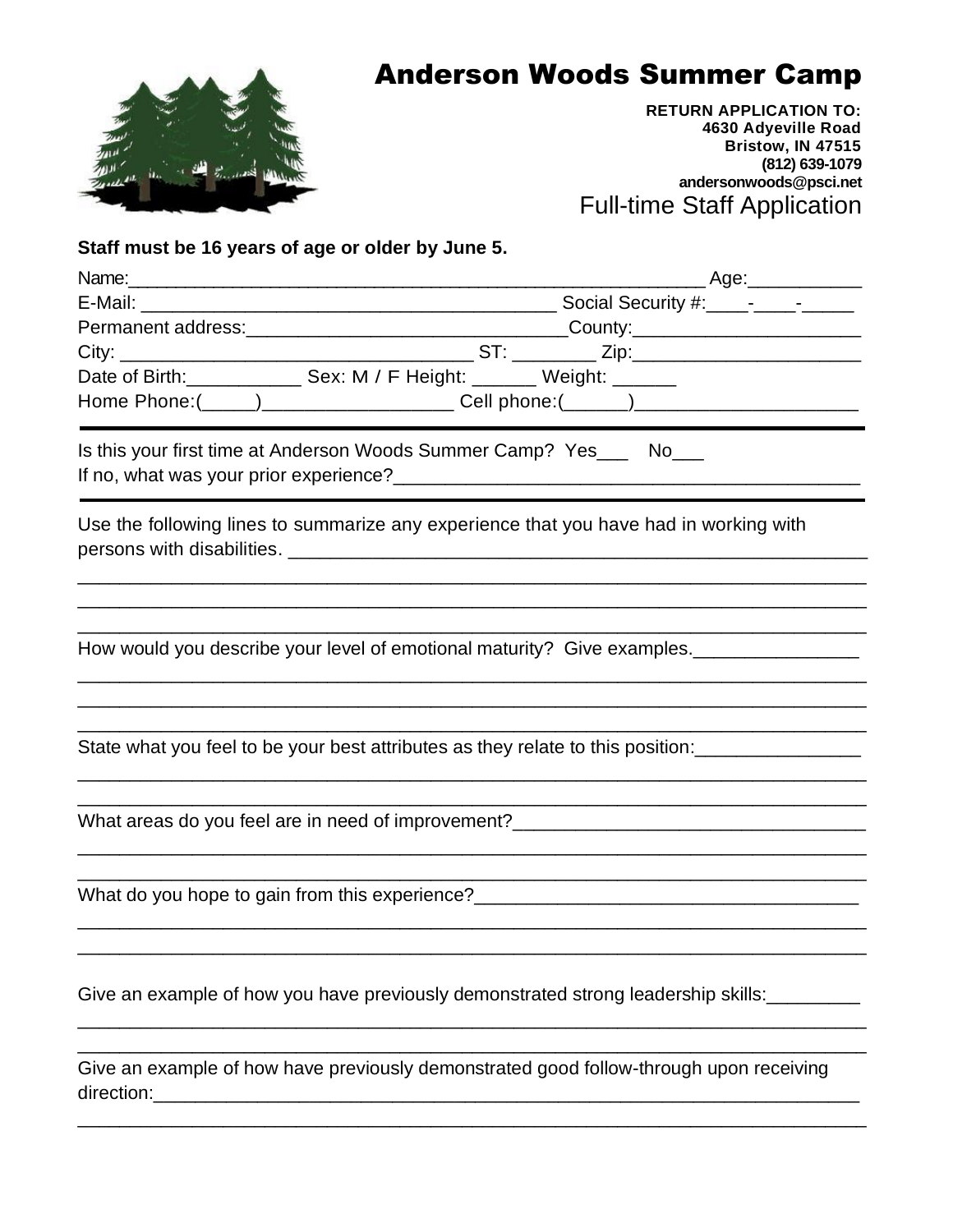# Anderson Woods Summer Camp

**RETURN APPLICATION TO:**
**4630 Adyeville Road**
**Bristow, IN 47515**
**(812) 639-1079**
**andersonwoods@psci.net**

## Full-time Staff Application

**Staff must be 16 years of age or older by June 5.**

Name:_______________________________________________________ Age:___________

E-Mail: ________________________________________ Social Security #:____-____-_____

Permanent address:______________________________County:______________________

City: __________________________________ ST: ________ Zip:______________________

Date of Birth:___________ Sex: M / F Height: ______ Weight: ______

Home Phone:(_____)__________________ Cell phone:(______)_____________________

---

Is this your first time at Anderson Woods Summer Camp? Yes___ No___

If no, what was your prior experience?_____________________________________________

---

Use the following lines to summarize any experience that you have had in working with persons with disabilities. _______________________________________________________

_____________________________________________________________________________

_____________________________________________________________________________

_____________________________________________________________________________

How would you describe your level of emotional maturity? Give examples.________________

_____________________________________________________________________________

_____________________________________________________________________________

_____________________________________________________________________________

State what you feel to be your best attributes as they relate to this position:________________

_____________________________________________________________________________

_____________________________________________________________________________

What areas do you feel are in need of improvement?_________________________________

_____________________________________________________________________________

_____________________________________________________________________________

What do you hope to gain from this experience?____________________________________

_____________________________________________________________________________

_____________________________________________________________________________

Give an example of how you have previously demonstrated strong leadership skills:_________

_____________________________________________________________________________

_____________________________________________________________________________

Give an example of how have previously demonstrated good follow-through upon receiving direction:_______________________________________________________________________

_____________________________________________________________________________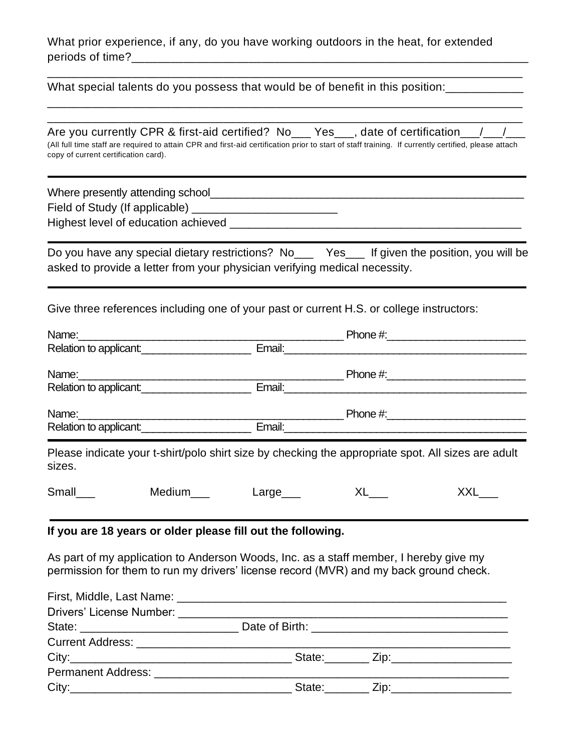What prior experience, if any, do you have working outdoors in the heat, for extended periods of time?_______________________________________________________________
___________________________________________________________________________

What special talents do you possess that would be of benefit in this position:____________
___________________________________________________________________________
___________________________________________________________________________

Are you currently CPR & first-aid certified? No___ Yes___, date of certification___/___/___
(All full time staff are required to attain CPR and first-aid certification prior to start of staff training. If currently certified, please attach copy of current certification card).

---

Where presently attending school_____________________________________________________
Field of Study (If applicable) _______________________
Highest level of education achieved ______________________________________________

---

Do you have any special dietary restrictions? No___ Yes___ If given the position, you will be asked to provide a letter from your physician verifying medical necessity.

---

Give three references including one of your past or current H.S. or college instructors:

Name:_____________________________________________ Phone #:______________________
Relation to applicant:__________________ Email:________________________________________

Name:_____________________________________________ Phone #:______________________
Relation to applicant:__________________ Email:________________________________________

Name:_____________________________________________ Phone #:______________________
Relation to applicant:__________________ Email:________________________________________

---

Please indicate your t-shirt/polo shirt size by checking the appropriate spot. All sizes are adult sizes.

Small___ Medium___ Large___ XL___ XXL___

---

**If you are 18 years or older please fill out the following.**

As part of my application to Anderson Woods, Inc. as a staff member, I hereby give my permission for them to run my drivers' license record (MVR) and my back ground check.

First, Middle, Last Name: ____________________________________________________
Drivers' License Number: ____________________________________________________
State: ________________________ Date of Birth: ______________________________
Current Address: __________________________________________________________
City:__________________________________ State:_______ Zip:__________________
Permanent Address: ________________________________________________________
City:__________________________________ State:_______ Zip:__________________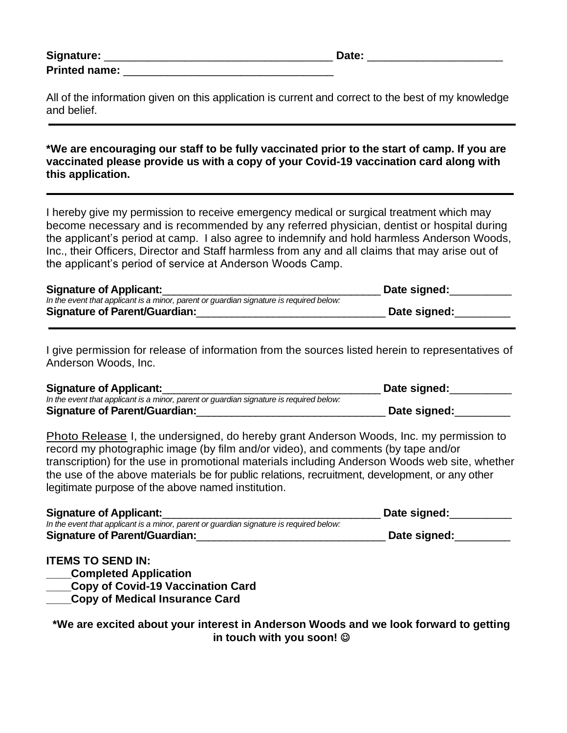**Signature:** ___________________________________ **Date:** _____________________
**Printed name:** _________________________________

All of the information given on this application is current and correct to the best of my knowledge and belief.

---

**\*We are encouraging our staff to be fully vaccinated prior to the start of camp. If you are vaccinated please provide us with a copy of your Covid-19 vaccination card along with this application.**

---

I hereby give my permission to receive emergency medical or surgical treatment which may become necessary and is recommended by any referred physician, dentist or hospital during the applicant's period at camp. I also agree to indemnify and hold harmless Anderson Woods, Inc., their Officers, Director and Staff harmless from any and all claims that may arise out of the applicant's period of service at Anderson Woods Camp.

**Signature of Applicant:**____________________________________ **Date signed:**__________
*In the event that applicant is a minor, parent or guardian signature is required below:*
**Signature of Parent/Guardian:**_______________________________ **Date signed:**_________

---

I give permission for release of information from the sources listed herein to representatives of Anderson Woods, Inc.

**Signature of Applicant:**____________________________________ **Date signed:**__________
*In the event that applicant is a minor, parent or guardian signature is required below:*
**Signature of Parent/Guardian:**_______________________________ **Date signed:**_________

Photo Release I, the undersigned, do hereby grant Anderson Woods, Inc. my permission to record my photographic image (by film and/or video), and comments (by tape and/or transcription) for the use in promotional materials including Anderson Woods web site, whether the use of the above materials be for public relations, recruitment, development, or any other legitimate purpose of the above named institution.

**Signature of Applicant:**____________________________________ **Date signed:**__________
*In the event that applicant is a minor, parent or guardian signature is required below:*
**Signature of Parent/Guardian:**_______________________________ **Date signed:**_________

**ITEMS TO SEND IN:**
**____Completed Application**
**____Copy of Covid-19 Vaccination Card**
**____Copy of Medical Insurance Card**

**\*We are excited about your interest in Anderson Woods and we look forward to getting in touch with you soon! ☺**